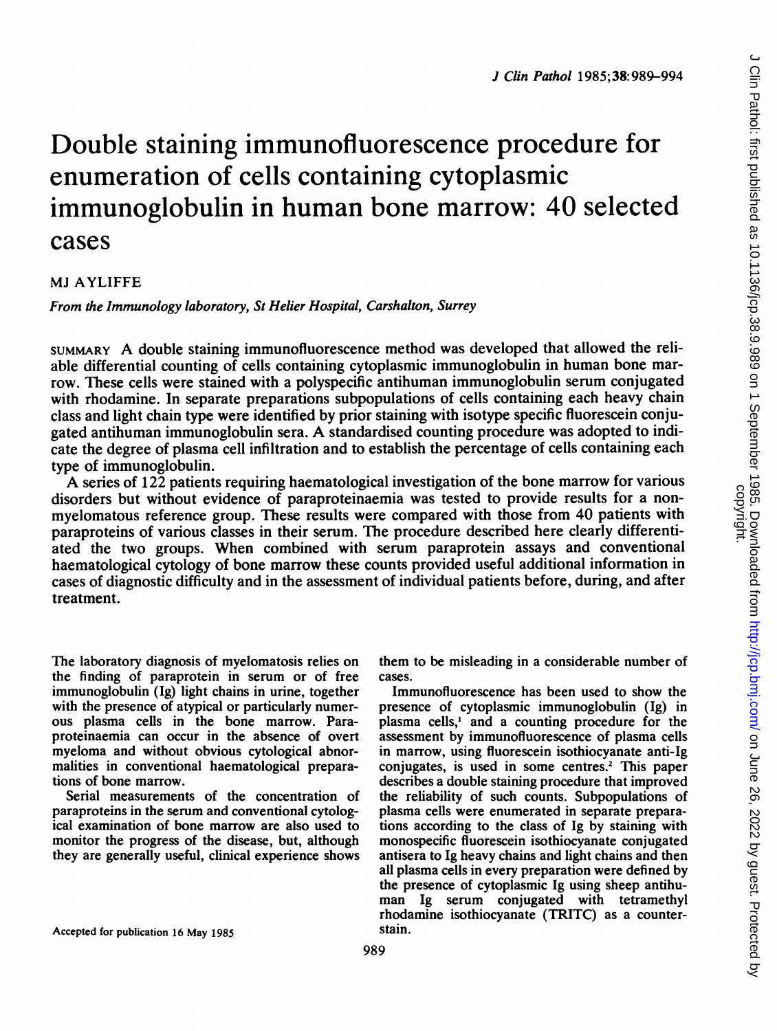# Double staining immunofluorescence procedure for enumeration of cells containing cytoplasmic immunoglobulin in human bone marrow: 40 selected cases

MJ AYLIFFE

*From the Immunology laboratory, St Helier Hospital, Carshalton, Surrey*

SUMMARY A double staining immunofluorescence method was developed that allowed the reliable differential counting of cells containing cytoplasmic immunoglobulin in human bone marrow. These cells were stained with a polyspecific antihuman immunoglobulin serum conjugated with rhodamine. In separate preparations subpopulations of cells containing each heavy chain class and light chain type were identified by prior staining with isotype specific fluorescein conjugated antihuman immunoglobulin sera. A standardised counting procedure was adopted to indicate the degree of plasma cell infiltration and to establish the percentage of cells containing each type of immunoglobulin.

A series of 122 patients requiring haematological investigation of the bone marrow for various disorders but without evidence of paraproteinaemia was tested to provide results for a non-myelomatous reference group. These results were compared with those from 40 patients with paraproteins of various classes in their serum. The procedure described here clearly differentiated the two groups. When combined with serum paraprotein assays and conventional haematological cytology of bone marrow these counts provided useful additional information in cases of diagnostic difficulty and in the assessment of individual patients before, during, and after treatment.

The laboratory diagnosis of myelomatosis relies on the finding of paraprotein in serum or of free immunoglobulin (Ig) light chains in urine, together with the presence of atypical or particularly numerous plasma cells in the bone marrow. Paraproteinaemia can occur in the absence of overt myeloma and without obvious cytological abnormalities in conventional haematological preparations of bone marrow.

Serial measurements of the concentration of paraproteins in the serum and conventional cytological examination of bone marrow are also used to monitor the progress of the disease, but, although they are generally useful, clinical experience shows them to be misleading in a considerable number of cases.

Immunofluorescence has been used to show the presence of cytoplasmic immunoglobulin (Ig) in plasma cells,[1] and a counting procedure for the assessment by immunofluorescence of plasma cells in marrow, using fluorescein isothiocyanate anti-Ig conjugates, is used in some centres.[2] This paper describes a double staining procedure that improved the reliability of such counts. Subpopulations of plasma cells were enumerated in separate preparations according to the class of Ig by staining with monospecific fluorescein isothiocyanate conjugated antisera to Ig heavy chains and light chains and then all plasma cells in every preparation were defined by the presence of cytoplasmic Ig using sheep antihuman Ig serum conjugated with tetramethyl rhodamine isothiocyanate (TRITC) as a counterstain.

Accepted for publication 16 May 1985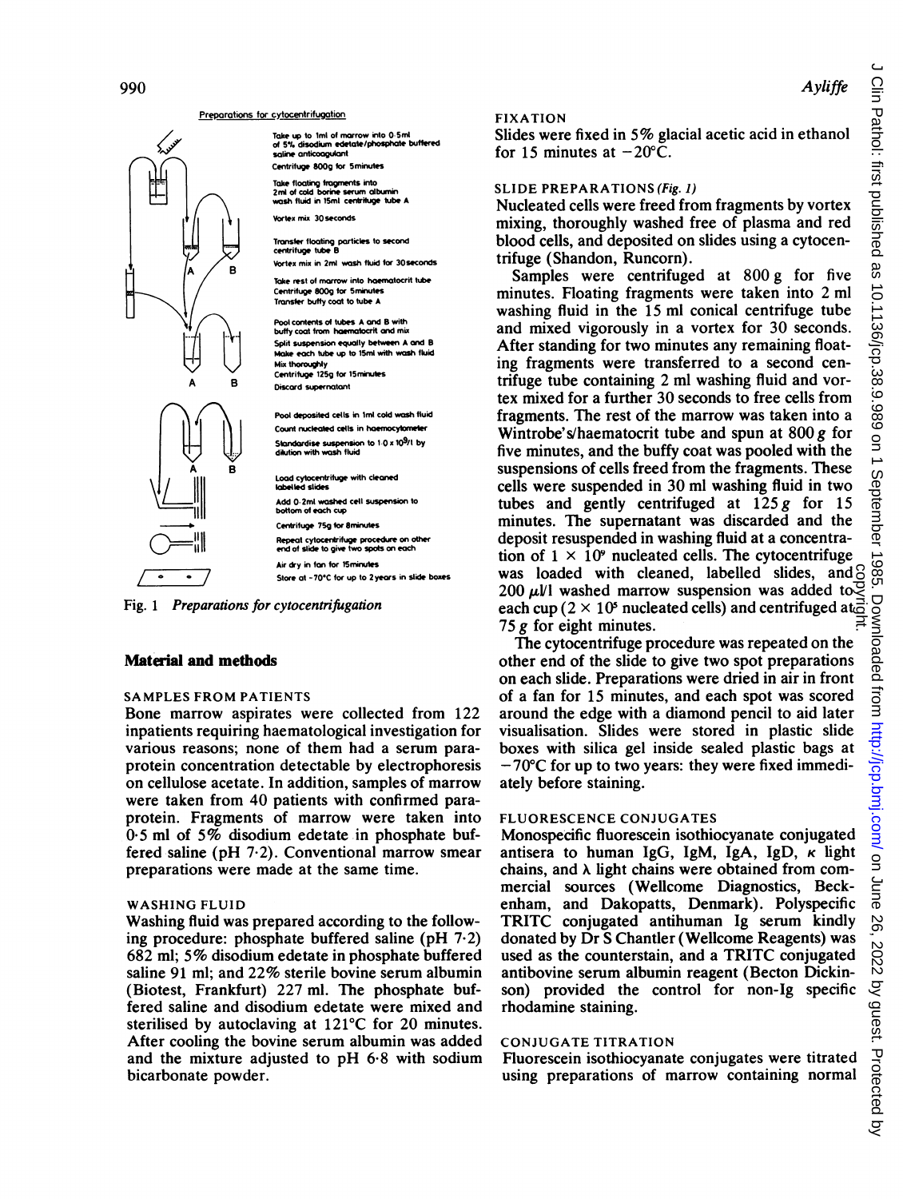Preparations for cytocentrifugation

- Take up to 1 ml of marrow into 0·5 ml of 5% disodium edetate/phosphate buffered saline anticoagulant
- Centrifuge 800g for 5 minutes
- Take floating fragments into 2 ml of cold bovine serum albumin wash fluid in 15 ml centrifuge tube A
- Vortex mix 30 seconds
- Transfer floating particles to second centrifuge tube B
- Vortex mix in 2 ml wash fluid for 30 seconds
- Take rest of marrow into haematocrit tube
- Centrifuge 800g for 5 minutes
- Transfer buffy coat to tube A
- Pool contents of tubes A and B with buffy coat from haematocrit and mix
- Split suspension equally between A and B
- Make each tube up to 15 ml with wash fluid
- Mix thoroughly
- Centrifuge 125g for 15 minutes
- Discard supernatant
- Pool deposited cells in 1 ml cold wash fluid
- Count nucleated cells in haemocytometer
- Standardise suspension to $1{\cdot}0 \times 10^9$/l by dilution with wash fluid
- Load cytocentrifuge with cleaned labelled slides
- Add 0·2 ml washed cell suspension to bottom of each cup
- Centrifuge 75g for 8 minutes
- Repeat cytocentrifuge procedure on other end of slide to give two spots on each
- Air dry in fan for 15 minutes
- Store at −70°C for up to 2 years in slide boxes

Fig. 1 *Preparations for cytocentrifugation*

## Material and methods

### SAMPLES FROM PATIENTS

Bone marrow aspirates were collected from 122 inpatients requiring haematological investigation for various reasons; none of them had a serum paraprotein concentration detectable by electrophoresis on cellulose acetate. In addition, samples of marrow were taken from 40 patients with confirmed paraprotein. Fragments of marrow were taken into 0·5 ml of 5% disodium edetate in phosphate buffered saline (pH 7·2). Conventional marrow smear preparations were made at the same time.

### WASHING FLUID

Washing fluid was prepared according to the following procedure: phosphate buffered saline (pH 7·2) 682 ml; 5% disodium edetate in phosphate buffered saline 91 ml; and 22% sterile bovine serum albumin (Biotest, Frankfurt) 227 ml. The phosphate buffered saline and disodium edetate were mixed and sterilised by autoclaving at 121°C for 20 minutes. After cooling the bovine serum albumin was added and the mixture adjusted to pH 6·8 with sodium bicarbonate powder.

### FIXATION

Slides were fixed in 5% glacial acetic acid in ethanol for 15 minutes at −20°C.

### SLIDE PREPARATIONS *(Fig. 1)*

Nucleated cells were freed from fragments by vortex mixing, thoroughly washed free of plasma and red blood cells, and deposited on slides using a cytocentrifuge (Shandon, Runcorn).

Samples were centrifuged at 800 g for five minutes. Floating fragments were taken into 2 ml washing fluid in the 15 ml conical centrifuge tube and mixed vigorously in a vortex for 30 seconds. After standing for two minutes any remaining floating fragments were transferred to a second centrifuge tube containing 2 ml washing fluid and vortex mixed for a further 30 seconds to free cells from fragments. The rest of the marrow was taken into a Wintrobe's/haematocrit tube and spun at 800 g for five minutes, and the buffy coat was pooled with the suspensions of cells freed from the fragments. These cells were suspended in 30 ml washing fluid in two tubes and gently centrifuged at 125 g for 15 minutes. The supernatant was discarded and the deposit resuspended in washing fluid at a concentration of $1 \times 10^9$ nucleated cells. The cytocentrifuge was loaded with cleaned, labelled slides, and 200 μl/l washed marrow suspension was added to each cup ($2 \times 10^5$ nucleated cells) and centrifuged at 75 g for eight minutes.

The cytocentrifuge procedure was repeated on the other end of the slide to give two spot preparations on each slide. Preparations were dried in air in front of a fan for 15 minutes, and each spot was scored around the edge with a diamond pencil to aid later visualisation. Slides were stored in plastic slide boxes with silica gel inside sealed plastic bags at −70°C for up to two years: they were fixed immediately before staining.

### FLUORESCENCE CONJUGATES

Monospecific fluorescein isothiocyanate conjugated antisera to human IgG, IgM, IgA, IgD, κ light chains, and λ light chains were obtained from commercial sources (Wellcome Diagnostics, Beckenham, and Dakopatts, Denmark). Polyspecific TRITC conjugated antihuman Ig serum kindly donated by Dr S Chantler (Wellcome Reagents) was used as the counterstain, and a TRITC conjugated antibovine serum albumin reagent (Becton Dickinson) provided the control for non-Ig specific rhodamine staining.

### CONJUGATE TITRATION

Fluorescein isothiocyanate conjugates were titrated using preparations of marrow containing normal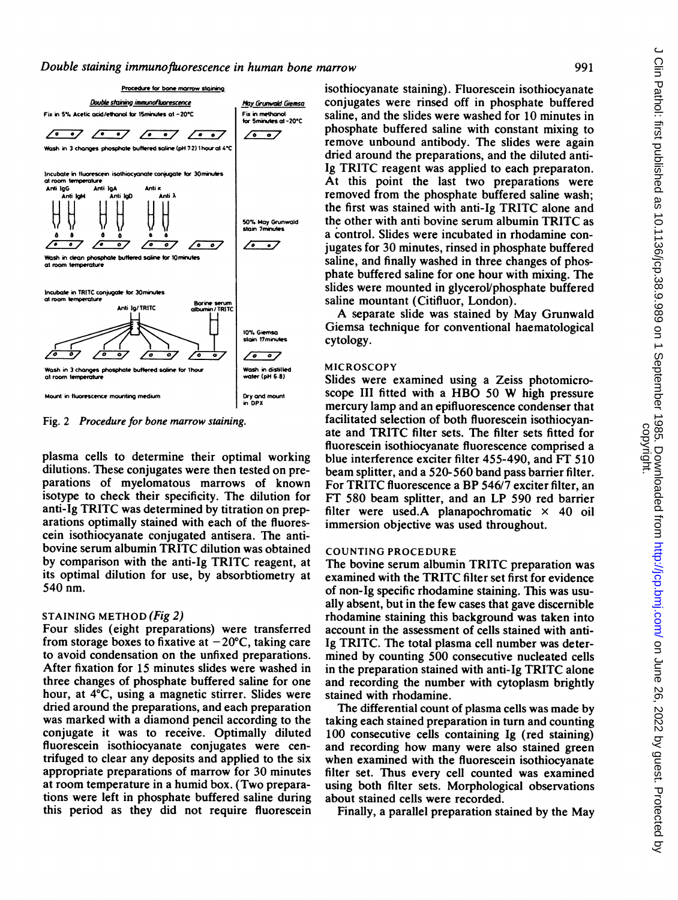Fig. 2 *Procedure for bone marrow staining.*

plasma cells to determine their optimal working dilutions. These conjugates were then tested on preparations of myelomatous marrows of known isotype to check their specificity. The dilution for anti-Ig TRITC was determined by titration on preparations optimally stained with each of the fluorescein isothiocyanate conjugated antisera. The anti-bovine serum albumin TRITC dilution was obtained by comparison with the anti-Ig TRITC reagent, at its optimal dilution for use, by absorbtiometry at 540 nm.

### STAINING METHOD *(Fig 2)*

Four slides (eight preparations) were transferred from storage boxes to fixative at −20°C, taking care to avoid condensation on the unfixed preparations. After fixation for 15 minutes slides were washed in three changes of phosphate buffered saline for one hour, at 4°C, using a magnetic stirrer. Slides were dried around the preparations, and each preparation was marked with a diamond pencil according to the conjugate it was to receive. Optimally diluted fluorescein isothiocyanate conjugates were centrifuged to clear any deposits and applied to the six appropriate preparations of marrow for 30 minutes at room temperature in a humid box. (Two preparations were left in phosphate buffered saline during this period as they did not require fluorescein isothiocyanate staining). Fluorescein isothiocyanate conjugates were rinsed off in phosphate buffered saline, and the slides were washed for 10 minutes in phosphate buffered saline with constant mixing to remove unbound antibody. The slides were again dried around the preparations, and the diluted anti-Ig TRITC reagent was applied to each preparaton. At this point the last two preparations were removed from the phosphate buffered saline wash; the first was stained with anti-Ig TRITC alone and the other with anti bovine serum albumin TRITC as a control. Slides were incubated in rhodamine conjugates for 30 minutes, rinsed in phosphate buffered saline, and finally washed in three changes of phosphate buffered saline for one hour with mixing. The slides were mounted in glycerol/phosphate buffered saline mountant (Citifluor, London).

A separate slide was stained by May Grunwald Giemsa technique for conventional haematological cytology.

### MICROSCOPY

Slides were examined using a Zeiss photomicroscope III fitted with a HBO 50 W high pressure mercury lamp and an epifluorescence condenser that facilitated selection of both fluorescein isothiocyanate and TRITC filter sets. The filter sets fitted for fluorescein isothiocyanate fluorescence comprised a blue interference exciter filter 455-490, and FT 510 beam splitter, and a 520-560 band pass barrier filter. For TRITC fluorescence a BP 546/7 exciter filter, an FT 580 beam splitter, and an LP 590 red barrier filter were used. A planapochromatic × 40 oil immersion objective was used throughout.

### COUNTING PROCEDURE

The bovine serum albumin TRITC preparation was examined with the TRITC filter set first for evidence of non-Ig specific rhodamine staining. This was usually absent, but in the few cases that gave discernible rhodamine staining this background was taken into account in the assessment of cells stained with anti-Ig TRITC. The total plasma cell number was determined by counting 500 consecutive nucleated cells in the preparation stained with anti-Ig TRITC alone and recording the number with cytoplasm brightly stained with rhodamine.

The differential count of plasma cells was made by taking each stained preparation in turn and counting 100 consecutive cells containing Ig (red staining) and recording how many were also stained green when examined with the fluorescein isothiocyanate filter set. Thus every cell counted was examined using both filter sets. Morphological observations about stained cells were recorded.

Finally, a parallel preparation stained by the May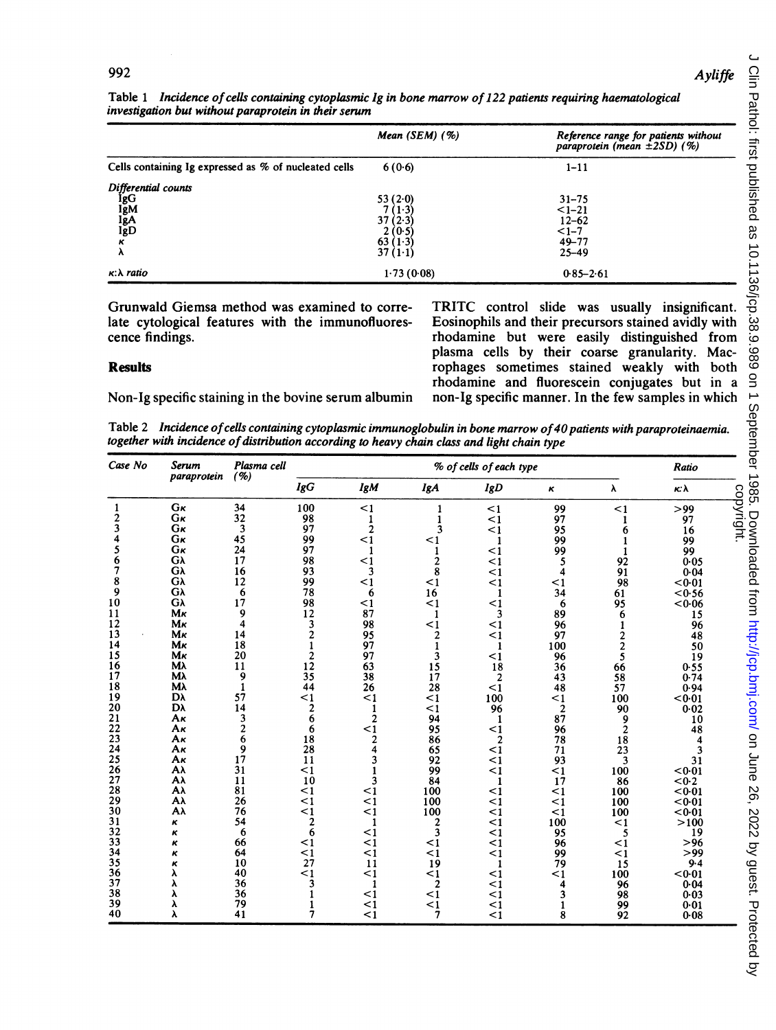Table 1 *Incidence of cells containing cytoplasmic Ig in bone marrow of 122 patients requiring haematological investigation but without paraprotein in their serum*

| | Mean (SEM) (%) | Reference range for patients without paraprotein (mean ±2SD) (%) |
|---|---|---|
| Cells containing Ig expressed as % of nucleated cells | 6 (0·6) | 1–11 |
| *Differential counts* | | |
| IgG | 53 (2·0) | 31–75 |
| IgM | 7 (1·3) | <1–21 |
| IgA | 37 (2·3) | 12–62 |
| IgD | 2 (0·5) | <1–7 |
| κ | 63 (1·3) | 49–77 |
| λ | 37 (1·1) | 25–49 |
| *κ:λ ratio* | 1·73 (0·08) | 0·85–2·61 |

Grunwald Giemsa method was examined to correlate cytological features with the immunofluorescence findings.

## Results

Non-Ig specific staining in the bovine serum albumin TRITC control slide was usually insignificant. Eosinophils and their precursors stained avidly with rhodamine but were easily distinguished from plasma cells by their coarse granularity. Macrophages sometimes stained weakly with both rhodamine and fluorescein conjugates but in a non-Ig specific manner. In the few samples in which

Table 2 *Incidence of cells containing cytoplasmic immunoglobulin in bone marrow of 40 patients with paraproteinaemia. together with incidence of distribution according to heavy chain class and light chain type*

| Case No | Serum paraprotein | Plasma cell (%) | % of cells of each type | | | | | | Ratio |
|---|---|---|---|---|---|---|---|---|---|
| | | | IgG | IgM | IgA | IgD | κ | λ | κ:λ |
| 1 | Gκ | 34 | 100 | <1 | 1 | <1 | 99 | <1 | >99 |
| 2 | Gκ | 32 | 98 | 1 | 1 | <1 | 97 | 1 | 97 |
| 3 | Gκ | 3 | 97 | 2 | 3 | <1 | 95 | 6 | 16 |
| 4 | Gκ | 45 | 99 | <1 | <1 | 1 | 99 | 1 | 99 |
| 5 | Gκ | 24 | 97 | 1 | 1 | <1 | 99 | 1 | 99 |
| 6 | Gλ | 17 | 98 | <1 | 2 | <1 | 5 | 92 | 0·05 |
| 7 | Gλ | 16 | 93 | 3 | 8 | <1 | 4 | 91 | 0·04 |
| 8 | Gλ | 12 | 99 | <1 | <1 | <1 | <1 | 98 | <0·01 |
| 9 | Gλ | 6 | 78 | 6 | 16 | 1 | 34 | 61 | <0·56 |
| 10 | Gλ | 17 | 98 | <1 | <1 | <1 | 6 | 95 | <0·06 |
| 11 | Mκ | 9 | 12 | 87 | 1 | 3 | 89 | 6 | 15 |
| 12 | Mκ | 4 | 3 | 98 | <1 | <1 | 96 | 1 | 96 |
| 13 | Mκ | 14 | 2 | 95 | 2 | <1 | 97 | 2 | 48 |
| 14 | Mκ | 18 | 1 | 97 | 1 | 1 | 100 | 2 | 50 |
| 15 | Mκ | 20 | 2 | 97 | 3 | <1 | 96 | 5 | 19 |
| 16 | Mλ | 11 | 12 | 63 | 15 | 18 | 36 | 66 | 0·55 |
| 17 | Mλ | 9 | 35 | 38 | 17 | 2 | 43 | 58 | 0·74 |
| 18 | Mλ | 1 | 44 | 26 | 28 | <1 | 48 | 57 | 0·94 |
| 19 | Dλ | 57 | <1 | <1 | <1 | 100 | <1 | 100 | <0·01 |
| 20 | Dλ | 14 | 2 | 1 | <1 | 96 | 2 | 90 | 0·02 |
| 21 | Aκ | 3 | 6 | 2 | 94 | 1 | 87 | 9 | 10 |
| 22 | Aκ | 2 | 6 | <1 | 95 | <1 | 96 | 2 | 48 |
| 23 | Aκ | 6 | 18 | 2 | 86 | 2 | 78 | 18 | 4 |
| 24 | Aκ | 9 | 28 | 4 | 65 | <1 | 71 | 23 | 3 |
| 25 | Aκ | 17 | 11 | 3 | 92 | <1 | 93 | 3 | 31 |
| 26 | Aλ | 31 | <1 | 1 | 99 | <1 | <1 | 100 | <0·01 |
| 27 | Aλ | 11 | 10 | 3 | 84 | 1 | 17 | 86 | <0·2 |
| 28 | Aλ | 81 | <1 | <1 | 100 | <1 | <1 | 100 | <0·01 |
| 29 | Aλ | 26 | <1 | <1 | 100 | <1 | <1 | 100 | <0·01 |
| 30 | Aλ | 76 | <1 | <1 | 100 | <1 | <1 | 100 | <0·01 |
| 31 | κ | 54 | 2 | 1 | 2 | <1 | 100 | <1 | >100 |
| 32 | κ | 6 | 6 | <1 | 3 | <1 | 95 | 5 | 19 |
| 33 | κ | 66 | <1 | <1 | <1 | <1 | 96 | <1 | >96 |
| 34 | κ | 64 | <1 | <1 | <1 | <1 | 99 | <1 | >99 |
| 35 | κ | 10 | 27 | 11 | 19 | 1 | 79 | 15 | 9·4 |
| 36 | λ | 40 | <1 | <1 | <1 | <1 | <1 | 100 | <0·01 |
| 37 | λ | 36 | 3 | 1 | 2 | <1 | 4 | 96 | 0·04 |
| 38 | λ | 36 | 1 | <1 | <1 | <1 | 3 | 98 | 0·03 |
| 39 | λ | 79 | 1 | <1 | <1 | <1 | 1 | 99 | 0·01 |
| 40 | λ | 41 | 7 | <1 | 7 | <1 | 8 | 92 | 0·08 |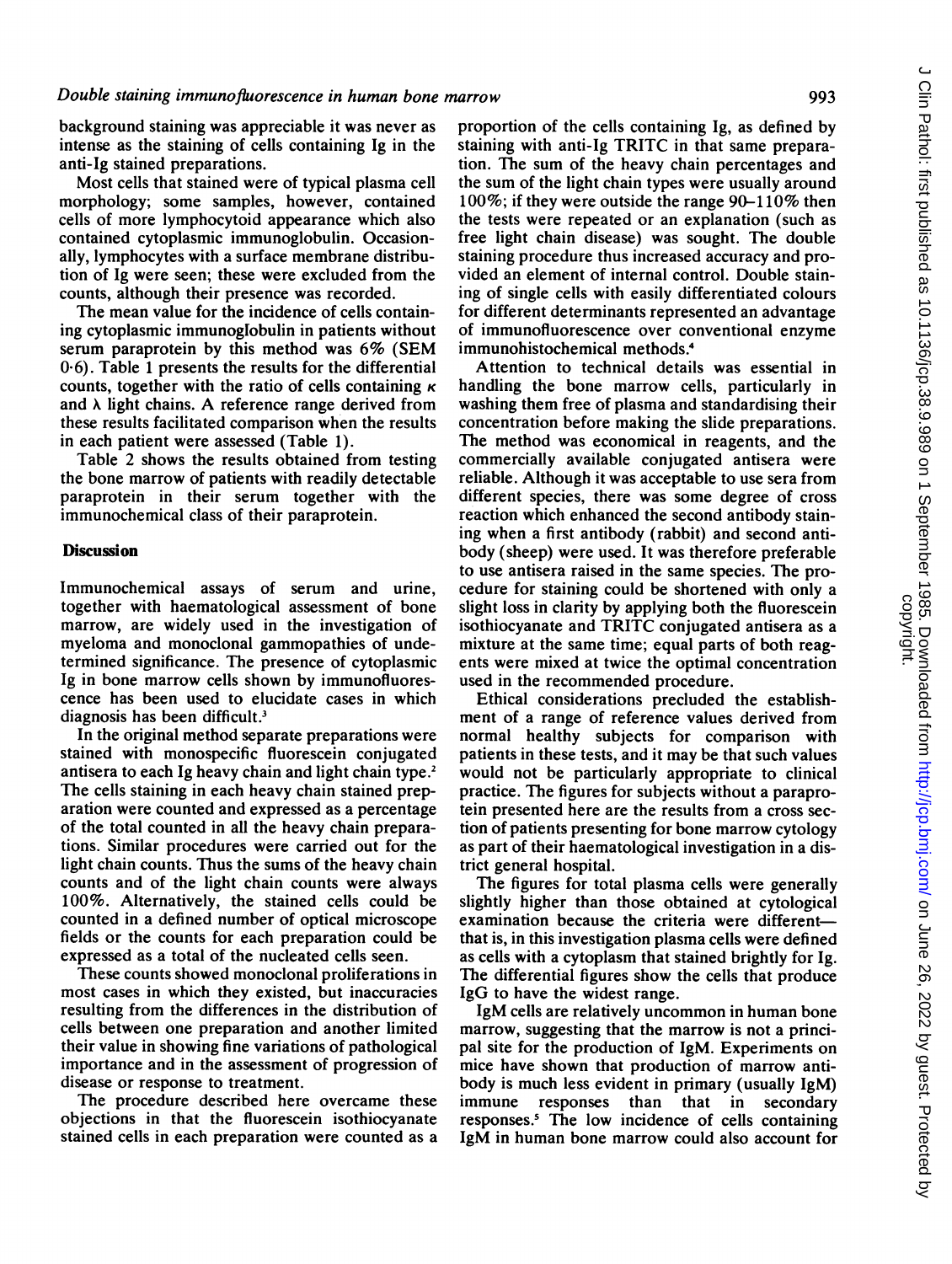background staining was appreciable it was never as intense as the staining of cells containing Ig in the anti-Ig stained preparations.

Most cells that stained were of typical plasma cell morphology; some samples, however, contained cells of more lymphocytoid appearance which also contained cytoplasmic immunoglobulin. Occasionally, lymphocytes with a surface membrane distribution of Ig were seen; these were excluded from the counts, although their presence was recorded.

The mean value for the incidence of cells containing cytoplasmic immunoglobulin in patients without serum paraprotein by this method was 6% (SEM 0·6). Table 1 presents the results for the differential counts, together with the ratio of cells containing $\kappa$ and $\lambda$ light chains. A reference range derived from these results facilitated comparison when the results in each patient were assessed (Table 1).

Table 2 shows the results obtained from testing the bone marrow of patients with readily detectable paraprotein in their serum together with the immunochemical class of their paraprotein.

## Discussion

Immunochemical assays of serum and urine, together with haematological assessment of bone marrow, are widely used in the investigation of myeloma and monoclonal gammopathies of undetermined significance. The presence of cytoplasmic Ig in bone marrow cells shown by immunofluorescence has been used to elucidate cases in which diagnosis has been difficult.[3]

In the original method separate preparations were stained with monospecific fluorescein conjugated antisera to each Ig heavy chain and light chain type.[2] The cells staining in each heavy chain stained preparation were counted and expressed as a percentage of the total counted in all the heavy chain preparations. Similar procedures were carried out for the light chain counts. Thus the sums of the heavy chain counts and of the light chain counts were always 100%. Alternatively, the stained cells could be counted in a defined number of optical microscope fields or the counts for each preparation could be expressed as a total of the nucleated cells seen.

These counts showed monoclonal proliferations in most cases in which they existed, but inaccuracies resulting from the differences in the distribution of cells between one preparation and another limited their value in showing fine variations of pathological importance and in the assessment of progression of disease or response to treatment.

The procedure described here overcame these objections in that the fluorescein isothiocyanate stained cells in each preparation were counted as a proportion of the cells containing Ig, as defined by staining with anti-Ig TRITC in that same preparation. The sum of the heavy chain percentages and the sum of the light chain types were usually around 100%; if they were outside the range 90–110% then the tests were repeated or an explanation (such as free light chain disease) was sought. The double staining procedure thus increased accuracy and provided an element of internal control. Double staining of single cells with easily differentiated colours for different determinants represented an advantage of immunofluorescence over conventional enzyme immunohistochemical methods.[4]

Attention to technical details was essential in handling the bone marrow cells, particularly in washing them free of plasma and standardising their concentration before making the slide preparations. The method was economical in reagents, and the commercially available conjugated antisera were reliable. Although it was acceptable to use sera from different species, there was some degree of cross reaction which enhanced the second antibody staining when a first antibody (rabbit) and second antibody (sheep) were used. It was therefore preferable to use antisera raised in the same species. The procedure for staining could be shortened with only a slight loss in clarity by applying both the fluorescein isothiocyanate and TRITC conjugated antisera as a mixture at the same time; equal parts of both reagents were mixed at twice the optimal concentration used in the recommended procedure.

Ethical considerations precluded the establishment of a range of reference values derived from normal healthy subjects for comparison with patients in these tests, and it may be that such values would not be particularly appropriate to clinical practice. The figures for subjects without a paraprotein presented here are the results from a cross section of patients presenting for bone marrow cytology as part of their haematological investigation in a district general hospital.

The figures for total plasma cells were generally slightly higher than those obtained at cytological examination because the criteria were different—that is, in this investigation plasma cells were defined as cells with a cytoplasm that stained brightly for Ig. The differential figures show the cells that produce IgG to have the widest range.

IgM cells are relatively uncommon in human bone marrow, suggesting that the marrow is not a principal site for the production of IgM. Experiments on mice have shown that production of marrow antibody is much less evident in primary (usually IgM) immune responses than that in secondary responses.[5] The low incidence of cells containing IgM in human bone marrow could also account for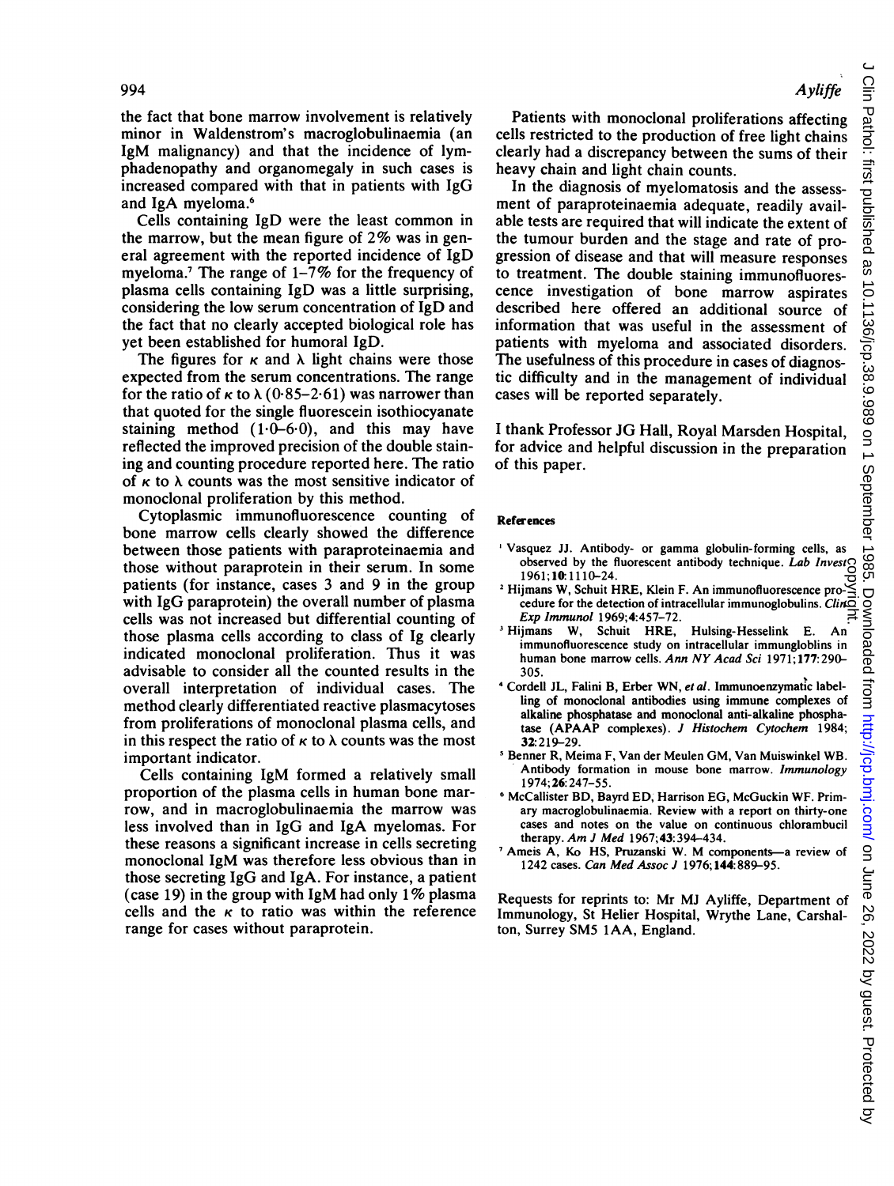the fact that bone marrow involvement is relatively minor in Waldenstrom's macroglobulinaemia (an IgM malignancy) and that the incidence of lymphadenopathy and organomegaly in such cases is increased compared with that in patients with IgG and IgA myeloma.[6]

Cells containing IgD were the least common in the marrow, but the mean figure of 2% was in general agreement with the reported incidence of IgD myeloma.[7] The range of 1–7% for the frequency of plasma cells containing IgD was a little surprising, considering the low serum concentration of IgD and the fact that no clearly accepted biological role has yet been established for humoral IgD.

The figures for $\kappa$ and $\lambda$ light chains were those expected from the serum concentrations. The range for the ratio of $\kappa$ to $\lambda$ (0·85–2·61) was narrower than that quoted for the single fluorescein isothiocyanate staining method (1·0–6·0), and this may have reflected the improved precision of the double staining and counting procedure reported here. The ratio of $\kappa$ to $\lambda$ counts was the most sensitive indicator of monoclonal proliferation by this method.

Cytoplasmic immunofluorescence counting of bone marrow cells clearly showed the difference between those patients with paraproteinaemia and those without paraprotein in their serum. In some patients (for instance, cases 3 and 9 in the group with IgG paraprotein) the overall number of plasma cells was not increased but differential counting of those plasma cells according to class of Ig clearly indicated monoclonal proliferation. Thus it was advisable to consider all the counted results in the overall interpretation of individual cases. The method clearly differentiated reactive plasmacytoses from proliferations of monoclonal plasma cells, and in this respect the ratio of $\kappa$ to $\lambda$ counts was the most important indicator.

Cells containing IgM formed a relatively small proportion of the plasma cells in human bone marrow, and in macroglobulinaemia the marrow was less involved than in IgG and IgA myelomas. For these reasons a significant increase in cells secreting monoclonal IgM was therefore less obvious than in those secreting IgG and IgA. For instance, a patient (case 19) in the group with IgM had only 1% plasma cells and the $\kappa$ to ratio was within the reference range for cases without paraprotein.

Patients with monoclonal proliferations affecting cells restricted to the production of free light chains clearly had a discrepancy between the sums of their heavy chain and light chain counts.

In the diagnosis of myelomatosis and the assessment of paraproteinaemia adequate, readily available tests are required that will indicate the extent of the tumour burden and the stage and rate of progression of disease and that will measure responses to treatment. The double staining immunofluorescence investigation of bone marrow aspirates described here offered an additional source of information that was useful in the assessment of patients with myeloma and associated disorders. The usefulness of this procedure in cases of diagnostic difficulty and in the management of individual cases will be reported separately.

I thank Professor JG Hall, Royal Marsden Hospital, for advice and helpful discussion in the preparation of this paper.

## References

1. Vasquez JJ. Antibody- or gamma globulin-forming cells, as observed by the fluorescent antibody technique. *Lab Invest* 1961;**10**:1110–24.
2. Hijmans W, Schuit HRE, Klein F. An immunofluorescence procedure for the detection of intracellular immunoglobulins. *Clin Exp Immunol* 1969;**4**:457–72.
3. Hijmans W, Schuit HRE, Hulsing-Hesselink E. An immunofluorescence study on intracellular immunglobins in human bone marrow cells. *Ann NY Acad Sci* 1971;**177**:290–305.
4. Cordell JL, Falini B, Erber WN, *et al*. Immunoenzymatic labelling of monoclonal antibodies using immune complexes of alkaline phosphatase and monoclonal anti-alkaline phosphatase (APAAP complexes). *J Histochem Cytochem* 1984;**32**:219–29.
5. Benner R, Meima F, Van der Meulen GM, Van Muiswinkel WB. Antibody formation in mouse bone marrow. *Immunology* 1974;**26**:247–55.
6. McCallister BD, Bayrd ED, Harrison EG, McGuckin WF. Primary macroglobulinaemia. Review with a report on thirty-one cases and notes on the value on continuous chlorambucil therapy. *Am J Med* 1967;**43**:394–434.
7. Ameis A, Ko HS, Pruzanski W. M components—a review of 1242 cases. *Can Med Assoc J* 1976;**144**:889–95.

Requests for reprints to: Mr MJ Ayliffe, Department of Immunology, St Helier Hospital, Wrythe Lane, Carshalton, Surrey SM5 1AA, England.